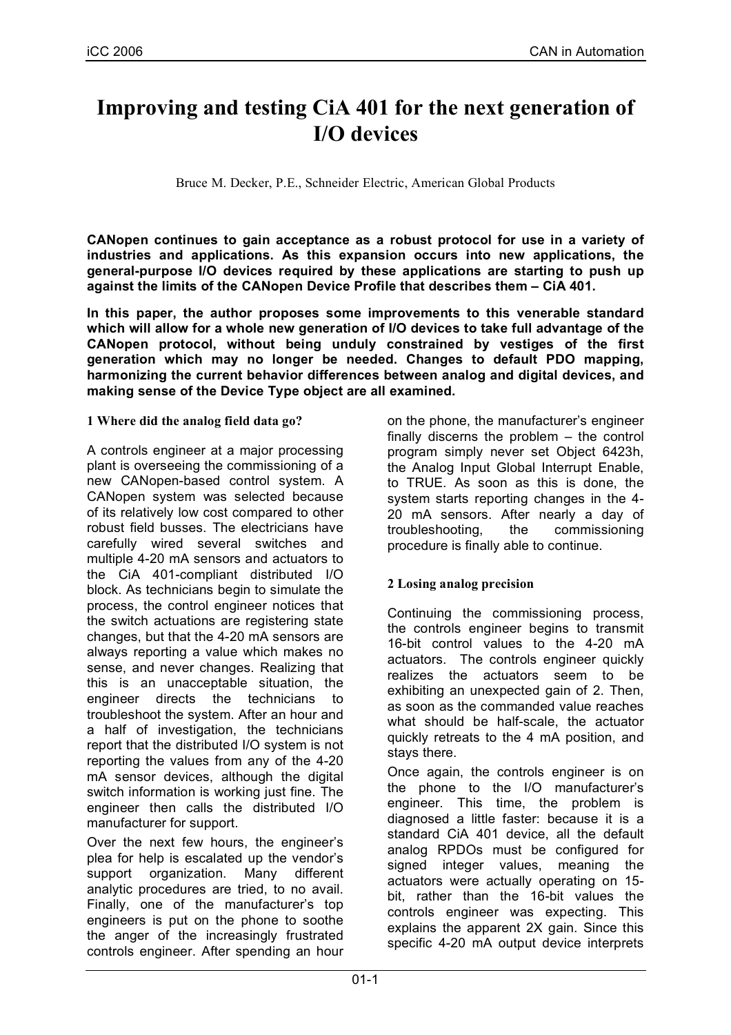# Improving and testing CiA 401 for the next generation of I/O devices

Bruce M. Decker, P.E., Schneider Electric, American Global Products

**CANopen continues to gain acceptance as a robust protocol for use in a variety of industries and applications. As this expansion occurs into new applications, the general-purpose I/O devices required by these applications are starting to push up against the limits of the CANopen Device Profile that describes them – CiA 401.**

**In this paper, the author proposes some improvements to this venerable standard which will allow for a whole new generation of I/O devices to take full advantage of the CANopen protocol, without being unduly constrained by vestiges of the first generation which may no longer be needed. Changes to default PDO mapping, harmonizing the current behavior differences between analog and digital devices, and making sense of the Device Type object are all examined.**

## 1 Where did the analog field data go?

A controls engineer at a major processing plant is overseeing the commissioning of a new CANopen-based control system. A CANopen system was selected because of its relatively low cost compared to other robust field busses. The electricians have carefully wired several switches and multiple 4-20 mA sensors and actuators to the CiA 401-compliant distributed I/O block. As technicians begin to simulate the process, the control engineer notices that the switch actuations are registering state changes, but that the 4-20 mA sensors are always reporting a value which makes no sense, and never changes. Realizing that this is an unacceptable situation, the engineer directs the technicians to troubleshoot the system. After an hour and a half of investigation, the technicians report that the distributed I/O system is not reporting the values from any of the 4-20 mA sensor devices, although the digital switch information is working just fine. The engineer then calls the distributed I/O manufacturer for support.

Over the next few hours, the engineer's plea for help is escalated up the vendor's support organization. Many different analytic procedures are tried, to no avail. Finally, one of the manufacturer's top engineers is put on the phone to soothe the anger of the increasingly frustrated controls engineer. After spending an hour on the phone, the manufacturer's engineer finally discerns the problem – the control program simply never set Object 6423h, the Analog Input Global Interrupt Enable, to TRUE. As soon as this is done, the system starts reporting changes in the 4-20 mA sensors. After nearly a day of troubleshooting, the commissioning procedure is finally able to continue.

## 2 Losing analog precision

Continuing the commissioning process, the controls engineer begins to transmit 16-bit control values to the 4-20 mA actuators. The controls engineer quickly realizes the actuators seem to be exhibiting an unexpected gain of 2. Then, as soon as the commanded value reaches what should be half-scale, the actuator quickly retreats to the 4 mA position, and stays there.

Once again, the controls engineer is on the phone to the I/O manufacturer's engineer. This time, the problem is diagnosed a little faster: because it is a standard CiA 401 device, all the default analog RPDOs must be configured for signed integer values, meaning the actuators were actually operating on 15-bit, rather than the 16-bit values the controls engineer was expecting. This explains the apparent 2X gain. Since this specific 4-20 mA output device interprets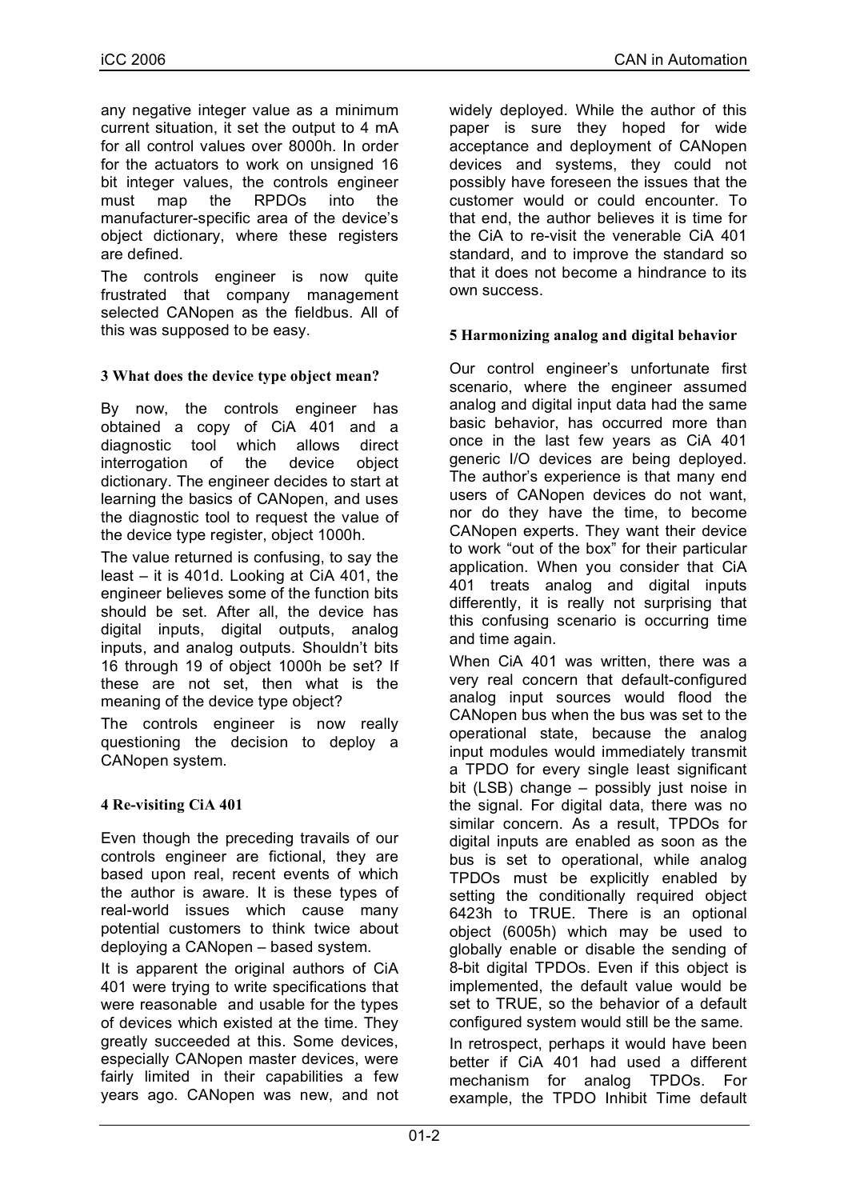any negative integer value as a minimum current situation, it set the output to 4 mA for all control values over 8000h. In order for the actuators to work on unsigned 16 bit integer values, the controls engineer must map the RPDOs into the manufacturer-specific area of the device's object dictionary, where these registers are defined.

The controls engineer is now quite frustrated that company management selected CANopen as the fieldbus. All of this was supposed to be easy.

## 3 What does the device type object mean?

By now, the controls engineer has obtained a copy of CiA 401 and a diagnostic tool which allows direct interrogation of the device object dictionary. The engineer decides to start at learning the basics of CANopen, and uses the diagnostic tool to request the value of the device type register, object 1000h.

The value returned is confusing, to say the least – it is 401d. Looking at CiA 401, the engineer believes some of the function bits should be set. After all, the device has digital inputs, digital outputs, analog inputs, and analog outputs. Shouldn't bits 16 through 19 of object 1000h be set? If these are not set, then what is the meaning of the device type object?

The controls engineer is now really questioning the decision to deploy a CANopen system.

## 4 Re-visiting CiA 401

Even though the preceding travails of our controls engineer are fictional, they are based upon real, recent events of which the author is aware. It is these types of real-world issues which cause many potential customers to think twice about deploying a CANopen – based system.

It is apparent the original authors of CiA 401 were trying to write specifications that were reasonable and usable for the types of devices which existed at the time. They greatly succeeded at this. Some devices, especially CANopen master devices, were fairly limited in their capabilities a few years ago. CANopen was new, and not widely deployed. While the author of this paper is sure they hoped for wide acceptance and deployment of CANopen devices and systems, they could not possibly have foreseen the issues that the customer would or could encounter. To that end, the author believes it is time for the CiA to re-visit the venerable CiA 401 standard, and to improve the standard so that it does not become a hindrance to its own success.

## 5 Harmonizing analog and digital behavior

Our control engineer's unfortunate first scenario, where the engineer assumed analog and digital input data had the same basic behavior, has occurred more than once in the last few years as CiA 401 generic I/O devices are being deployed. The author's experience is that many end users of CANopen devices do not want, nor do they have the time, to become CANopen experts. They want their device to work "out of the box" for their particular application. When you consider that CiA 401 treats analog and digital inputs differently, it is really not surprising that this confusing scenario is occurring time and time again.

When CiA 401 was written, there was a very real concern that default-configured analog input sources would flood the CANopen bus when the bus was set to the operational state, because the analog input modules would immediately transmit a TPDO for every single least significant bit (LSB) change – possibly just noise in the signal. For digital data, there was no similar concern. As a result, TPDOs for digital inputs are enabled as soon as the bus is set to operational, while analog TPDOs must be explicitly enabled by setting the conditionally required object 6423h to TRUE. There is an optional object (6005h) which may be used to globally enable or disable the sending of 8-bit digital TPDOs. Even if this object is implemented, the default value would be set to TRUE, so the behavior of a default configured system would still be the same.

In retrospect, perhaps it would have been better if CiA 401 had used a different mechanism for analog TPDOs. For example, the TPDO Inhibit Time default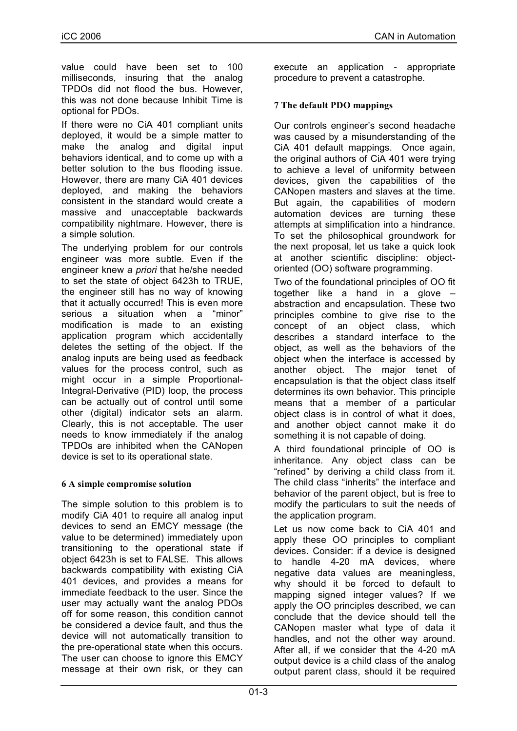value could have been set to 100 milliseconds, insuring that the analog TPDOs did not flood the bus. However, this was not done because Inhibit Time is optional for PDOs.

If there were no CiA 401 compliant units deployed, it would be a simple matter to make the analog and digital input behaviors identical, and to come up with a better solution to the bus flooding issue. However, there are many CiA 401 devices deployed, and making the behaviors consistent in the standard would create a massive and unacceptable backwards compatibility nightmare. However, there is a simple solution.

The underlying problem for our controls engineer was more subtle. Even if the engineer knew *a priori* that he/she needed to set the state of object 6423h to TRUE, the engineer still has no way of knowing that it actually occurred! This is even more serious a situation when a "minor" modification is made to an existing application program which accidentally deletes the setting of the object. If the analog inputs are being used as feedback values for the process control, such as might occur in a simple Proportional-Integral-Derivative (PID) loop, the process can be actually out of control until some other (digital) indicator sets an alarm. Clearly, this is not acceptable. The user needs to know immediately if the analog TPDOs are inhibited when the CANopen device is set to its operational state.

## 6 A simple compromise solution

The simple solution to this problem is to modify CiA 401 to require all analog input devices to send an EMCY message (the value to be determined) immediately upon transitioning to the operational state if object 6423h is set to FALSE. This allows backwards compatibility with existing CiA 401 devices, and provides a means for immediate feedback to the user. Since the user may actually want the analog PDOs off for some reason, this condition cannot be considered a device fault, and thus the device will not automatically transition to the pre-operational state when this occurs. The user can choose to ignore this EMCY message at their own risk, or they can execute an application - appropriate procedure to prevent a catastrophe.

## 7 The default PDO mappings

Our controls engineer's second headache was caused by a misunderstanding of the CiA 401 default mappings. Once again, the original authors of CiA 401 were trying to achieve a level of uniformity between devices, given the capabilities of the CANopen masters and slaves at the time. But again, the capabilities of modern automation devices are turning these attempts at simplification into a hindrance. To set the philosophical groundwork for the next proposal, let us take a quick look at another scientific discipline: object-oriented (OO) software programming.

Two of the foundational principles of OO fit together like a hand in a glove – abstraction and encapsulation. These two principles combine to give rise to the concept of an object class, which describes a standard interface to the object, as well as the behaviors of the object when the interface is accessed by another object. The major tenet of encapsulation is that the object class itself determines its own behavior. This principle means that a member of a particular object class is in control of what it does, and another object cannot make it do something it is not capable of doing.

A third foundational principle of OO is inheritance. Any object class can be "refined" by deriving a child class from it. The child class "inherits" the interface and behavior of the parent object, but is free to modify the particulars to suit the needs of the application program.

Let us now come back to CiA 401 and apply these OO principles to compliant devices. Consider: if a device is designed to handle 4-20 mA devices, where negative data values are meaningless, why should it be forced to default to mapping signed integer values? If we apply the OO principles described, we can conclude that the device should tell the CANopen master what type of data it handles, and not the other way around. After all, if we consider that the 4-20 mA output device is a child class of the analog output parent class, should it be required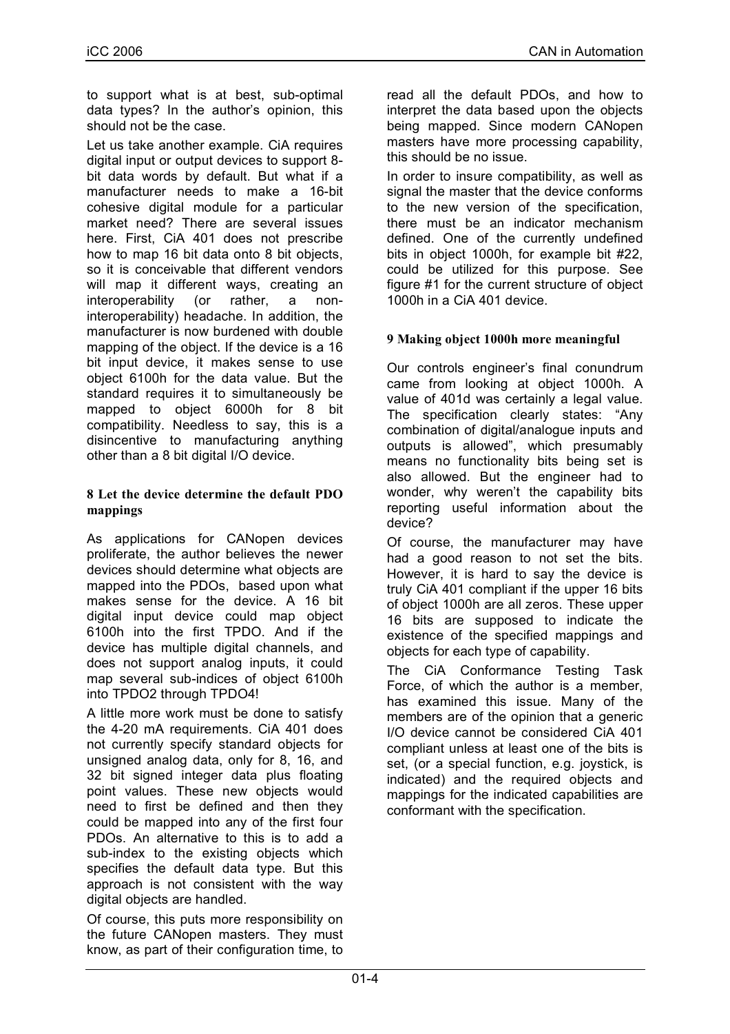to support what is at best, sub-optimal data types? In the author's opinion, this should not be the case.

Let us take another example. CiA requires digital input or output devices to support 8-bit data words by default. But what if a manufacturer needs to make a 16-bit cohesive digital module for a particular market need? There are several issues here. First, CiA 401 does not prescribe how to map 16 bit data onto 8 bit objects, so it is conceivable that different vendors will map it different ways, creating an interoperability (or rather, a non-interoperability) headache. In addition, the manufacturer is now burdened with double mapping of the object. If the device is a 16 bit input device, it makes sense to use object 6100h for the data value. But the standard requires it to simultaneously be mapped to object 6000h for 8 bit compatibility. Needless to say, this is a disincentive to manufacturing anything other than a 8 bit digital I/O device.

## 8 Let the device determine the default PDO mappings

As applications for CANopen devices proliferate, the author believes the newer devices should determine what objects are mapped into the PDOs, based upon what makes sense for the device. A 16 bit digital input device could map object 6100h into the first TPDO. And if the device has multiple digital channels, and does not support analog inputs, it could map several sub-indices of object 6100h into TPDO2 through TPDO4!

A little more work must be done to satisfy the 4-20 mA requirements. CiA 401 does not currently specify standard objects for unsigned analog data, only for 8, 16, and 32 bit signed integer data plus floating point values. These new objects would need to first be defined and then they could be mapped into any of the first four PDOs. An alternative to this is to add a sub-index to the existing objects which specifies the default data type. But this approach is not consistent with the way digital objects are handled.

Of course, this puts more responsibility on the future CANopen masters. They must know, as part of their configuration time, to read all the default PDOs, and how to interpret the data based upon the objects being mapped. Since modern CANopen masters have more processing capability, this should be no issue.

In order to insure compatibility, as well as signal the master that the device conforms to the new version of the specification, there must be an indicator mechanism defined. One of the currently undefined bits in object 1000h, for example bit #22, could be utilized for this purpose. See figure #1 for the current structure of object 1000h in a CiA 401 device.

## 9 Making object 1000h more meaningful

Our controls engineer's final conundrum came from looking at object 1000h. A value of 401d was certainly a legal value. The specification clearly states: "Any combination of digital/analogue inputs and outputs is allowed", which presumably means no functionality bits being set is also allowed. But the engineer had to wonder, why weren't the capability bits reporting useful information about the device?

Of course, the manufacturer may have had a good reason to not set the bits. However, it is hard to say the device is truly CiA 401 compliant if the upper 16 bits of object 1000h are all zeros. These upper 16 bits are supposed to indicate the existence of the specified mappings and objects for each type of capability.

The CiA Conformance Testing Task Force, of which the author is a member, has examined this issue. Many of the members are of the opinion that a generic I/O device cannot be considered CiA 401 compliant unless at least one of the bits is set, (or a special function, e.g. joystick, is indicated) and the required objects and mappings for the indicated capabilities are conformant with the specification.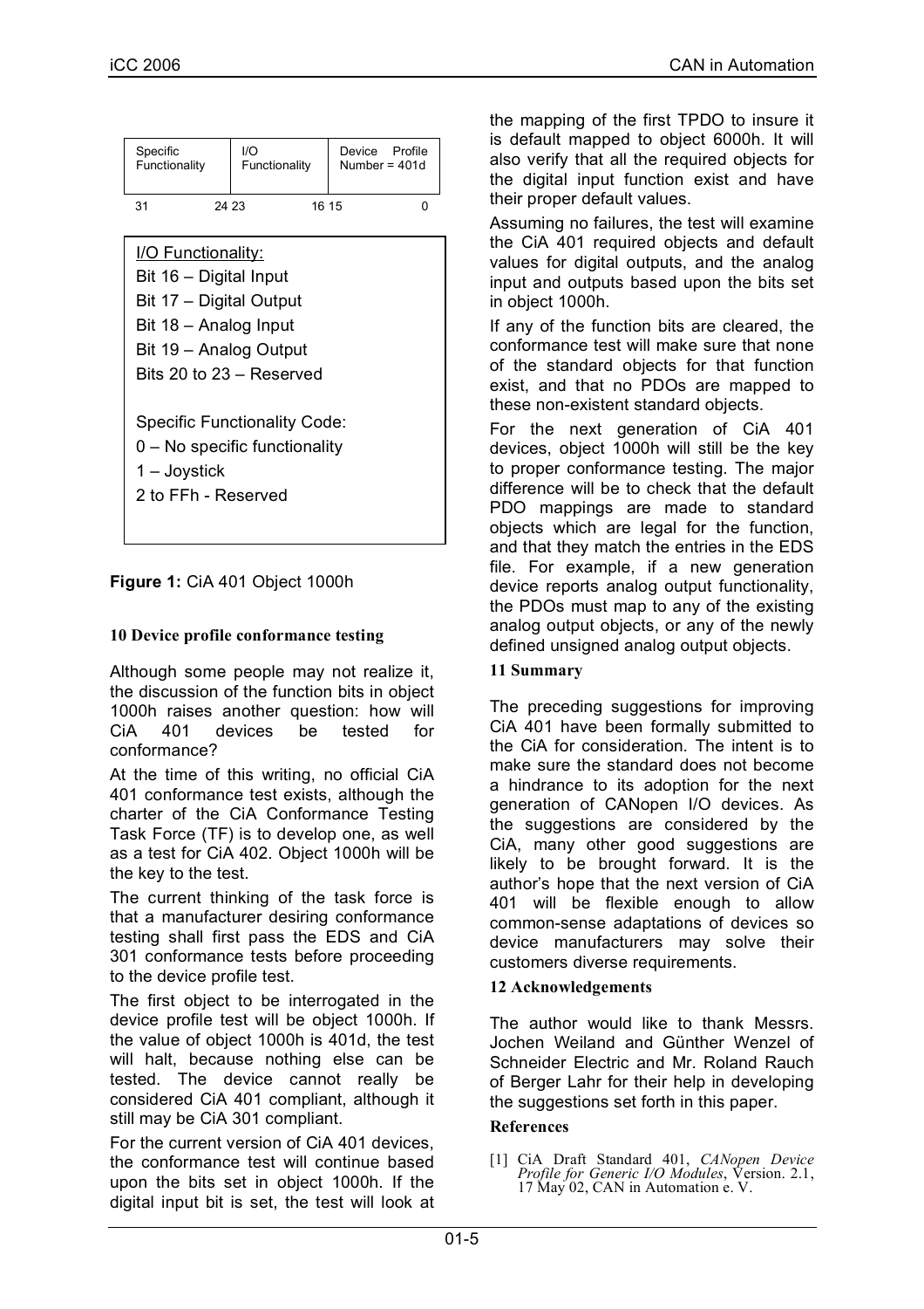| Specific Functionality | I/O Functionality | Device Profile Number = 401d |
|---|---|---|
| 31 &nbsp;&nbsp;&nbsp;&nbsp; 24 | 23 &nbsp;&nbsp;&nbsp;&nbsp; 16 | 15 &nbsp;&nbsp;&nbsp;&nbsp; 0 |

I/O Functionality:
Bit 16 – Digital Input
Bit 17 – Digital Output
Bit 18 – Analog Input
Bit 19 – Analog Output
Bits 20 to 23 – Reserved

Specific Functionality Code:
0 – No specific functionality
1 – Joystick
2 to FFh - Reserved

**Figure 1:** CiA 401 Object 1000h

## 10 Device profile conformance testing

Although some people may not realize it, the discussion of the function bits in object 1000h raises another question: how will CiA 401 devices be tested for conformance?

At the time of this writing, no official CiA 401 conformance test exists, although the charter of the CiA Conformance Testing Task Force (TF) is to develop one, as well as a test for CiA 402. Object 1000h will be the key to the test.

The current thinking of the task force is that a manufacturer desiring conformance testing shall first pass the EDS and CiA 301 conformance tests before proceeding to the device profile test.

The first object to be interrogated in the device profile test will be object 1000h. If the value of object 1000h is 401d, the test will halt, because nothing else can be tested. The device cannot really be considered CiA 401 compliant, although it still may be CiA 301 compliant.

For the current version of CiA 401 devices, the conformance test will continue based upon the bits set in object 1000h. If the digital input bit is set, the test will look at the mapping of the first TPDO to insure it is default mapped to object 6000h. It will also verify that all the required objects for the digital input function exist and have their proper default values.

Assuming no failures, the test will examine the CiA 401 required objects and default values for digital outputs, and the analog input and outputs based upon the bits set in object 1000h.

If any of the function bits are cleared, the conformance test will make sure that none of the standard objects for that function exist, and that no PDOs are mapped to these non-existent standard objects.

For the next generation of CiA 401 devices, object 1000h will still be the key to proper conformance testing. The major difference will be to check that the default PDO mappings are made to standard objects which are legal for the function, and that they match the entries in the EDS file. For example, if a new generation device reports analog output functionality, the PDOs must map to any of the existing analog output objects, or any of the newly defined unsigned analog output objects.

## 11 Summary

The preceding suggestions for improving CiA 401 have been formally submitted to the CiA for consideration. The intent is to make sure the standard does not become a hindrance to its adoption for the next generation of CANopen I/O devices. As the suggestions are considered by the CiA, many other good suggestions are likely to be brought forward. It is the author's hope that the next version of CiA 401 will be flexible enough to allow common-sense adaptations of devices so device manufacturers may solve their customers diverse requirements.

## 12 Acknowledgements

The author would like to thank Messrs. Jochen Weiland and Günther Wenzel of Schneider Electric and Mr. Roland Rauch of Berger Lahr for their help in developing the suggestions set forth in this paper.

## References

[1] CiA Draft Standard 401, *CANopen Device Profile for Generic I/O Modules*, Version. 2.1, 17 May 02, CAN in Automation e. V.